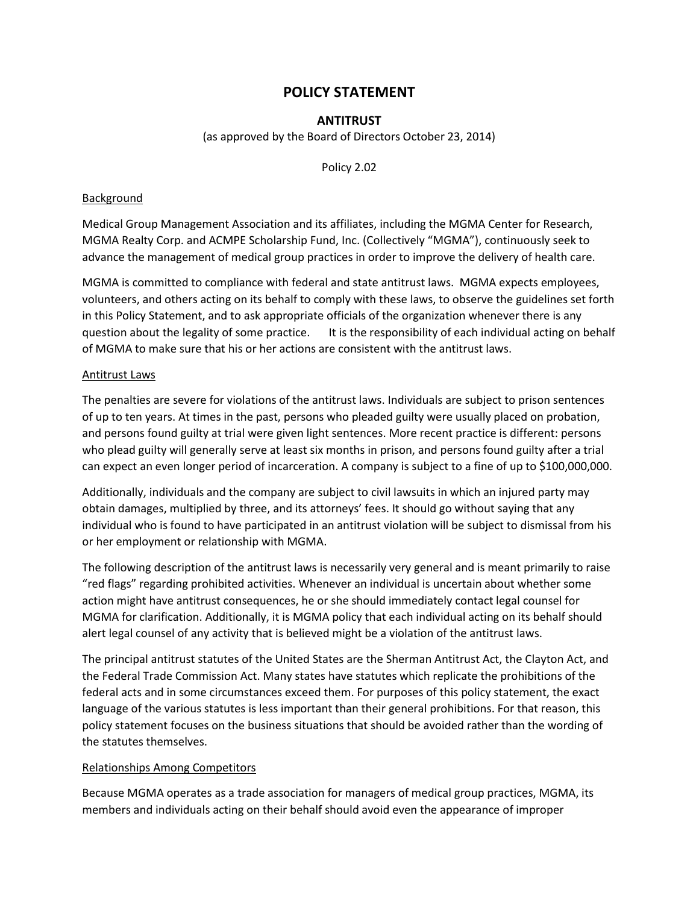# POLICY STATEMENT

## ANTITRUST

(as approved by the Board of Directors October 23, 2014)

Policy 2.02

Background

Medical Group Management Association and its affiliates, including the MGMA Center for Research, MGMA Realty Corp. and ACMPE Scholarship Fund, Inc. (Collectively "MGMA"), continuously seek to advance the management of medical group practices in order to improve the delivery of health care.

MGMA is committed to compliance with federal and state antitrust laws. MGMA expects employees, volunteers, and others acting on its behalf to comply with these laws, to observe the guidelines set forth in this Policy Statement, and to ask appropriate officials of the organization whenever there is any question about the legality of some practice. It is the responsibility of each individual acting on behalf of MGMA to make sure that his or her actions are consistent with the antitrust laws.

Antitrust Laws

The penalties are severe for violations of the antitrust laws. Individuals are subject to prison sentences of up to ten years. At times in the past, persons who pleaded guilty were usually placed on probation, and persons found guilty at trial were given light sentences. More recent practice is different: persons who plead guilty will generally serve at least six months in prison, and persons found guilty after a trial can expect an even longer period of incarceration. A company is subject to a fine of up to $100,000,000.

Additionally, individuals and the company are subject to civil lawsuits in which an injured party may obtain damages, multiplied by three, and its attorneys' fees. It should go without saying that any individual who is found to have participated in an antitrust violation will be subject to dismissal from his or her employment or relationship with MGMA.

The following description of the antitrust laws is necessarily very general and is meant primarily to raise "red flags" regarding prohibited activities. Whenever an individual is uncertain about whether some action might have antitrust consequences, he or she should immediately contact legal counsel for MGMA for clarification. Additionally, it is MGMA policy that each individual acting on its behalf should alert legal counsel of any activity that is believed might be a violation of the antitrust laws.

The principal antitrust statutes of the United States are the Sherman Antitrust Act, the Clayton Act, and the Federal Trade Commission Act. Many states have statutes which replicate the prohibitions of the federal acts and in some circumstances exceed them. For purposes of this policy statement, the exact language of the various statutes is less important than their general prohibitions. For that reason, this policy statement focuses on the business situations that should be avoided rather than the wording of the statutes themselves.

Relationships Among Competitors

Because MGMA operates as a trade association for managers of medical group practices, MGMA, its members and individuals acting on their behalf should avoid even the appearance of improper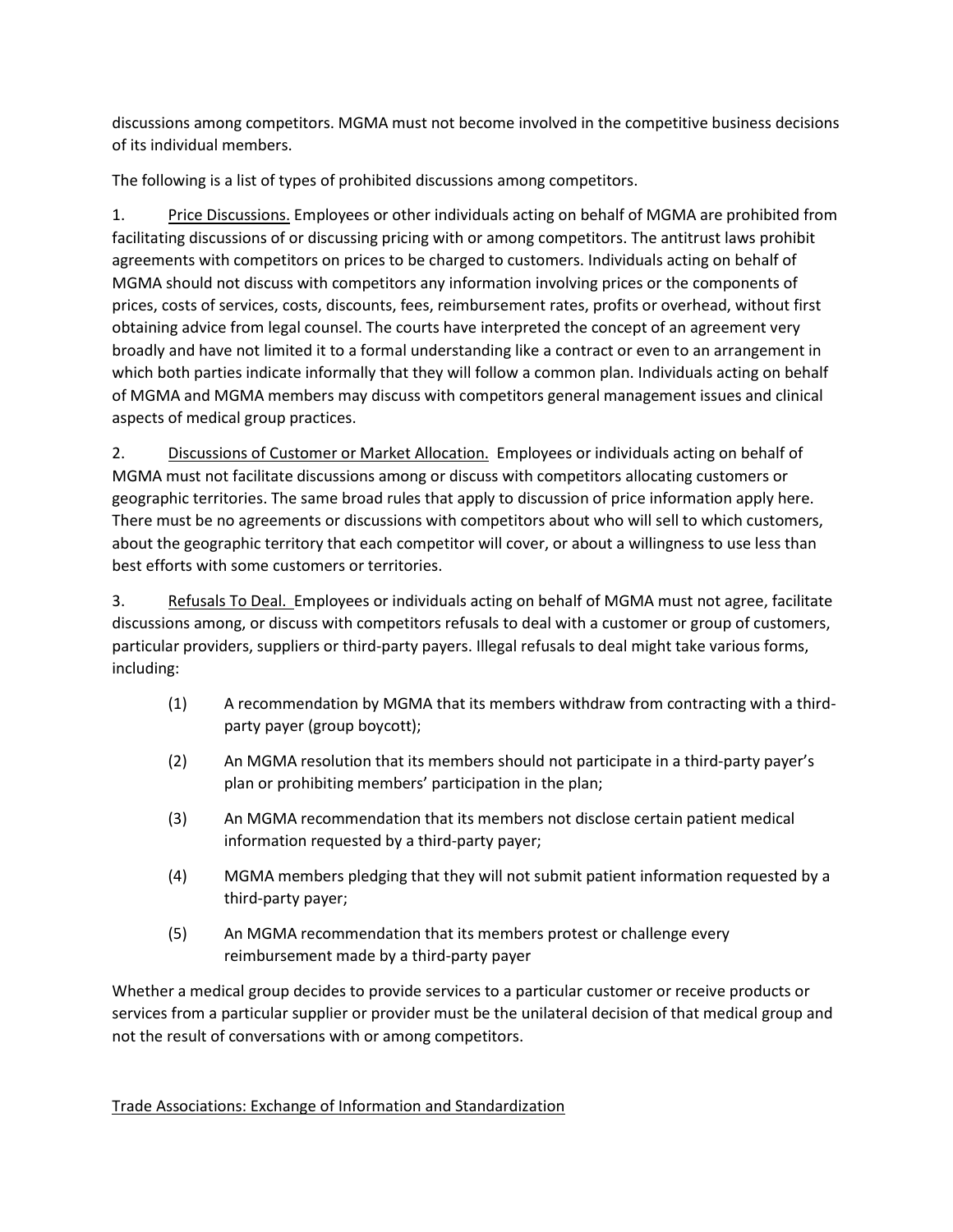discussions among competitors. MGMA must not become involved in the competitive business decisions of its individual members.

The following is a list of types of prohibited discussions among competitors.

1. Price Discussions. Employees or other individuals acting on behalf of MGMA are prohibited from facilitating discussions of or discussing pricing with or among competitors. The antitrust laws prohibit agreements with competitors on prices to be charged to customers. Individuals acting on behalf of MGMA should not discuss with competitors any information involving prices or the components of prices, costs of services, costs, discounts, fees, reimbursement rates, profits or overhead, without first obtaining advice from legal counsel. The courts have interpreted the concept of an agreement very broadly and have not limited it to a formal understanding like a contract or even to an arrangement in which both parties indicate informally that they will follow a common plan. Individuals acting on behalf of MGMA and MGMA members may discuss with competitors general management issues and clinical aspects of medical group practices.

2. Discussions of Customer or Market Allocation. Employees or individuals acting on behalf of MGMA must not facilitate discussions among or discuss with competitors allocating customers or geographic territories. The same broad rules that apply to discussion of price information apply here. There must be no agreements or discussions with competitors about who will sell to which customers, about the geographic territory that each competitor will cover, or about a willingness to use less than best efforts with some customers or territories.

3. Refusals To Deal. Employees or individuals acting on behalf of MGMA must not agree, facilitate discussions among, or discuss with competitors refusals to deal with a customer or group of customers, particular providers, suppliers or third-party payers. Illegal refusals to deal might take various forms, including:

    (1) A recommendation by MGMA that its members withdraw from contracting with a third-party payer (group boycott);

    (2) An MGMA resolution that its members should not participate in a third-party payer's plan or prohibiting members' participation in the plan;

    (3) An MGMA recommendation that its members not disclose certain patient medical information requested by a third-party payer;

    (4) MGMA members pledging that they will not submit patient information requested by a third-party payer;

    (5) An MGMA recommendation that its members protest or challenge every reimbursement made by a third-party payer

Whether a medical group decides to provide services to a particular customer or receive products or services from a particular supplier or provider must be the unilateral decision of that medical group and not the result of conversations with or among competitors.

## Trade Associations: Exchange of Information and Standardization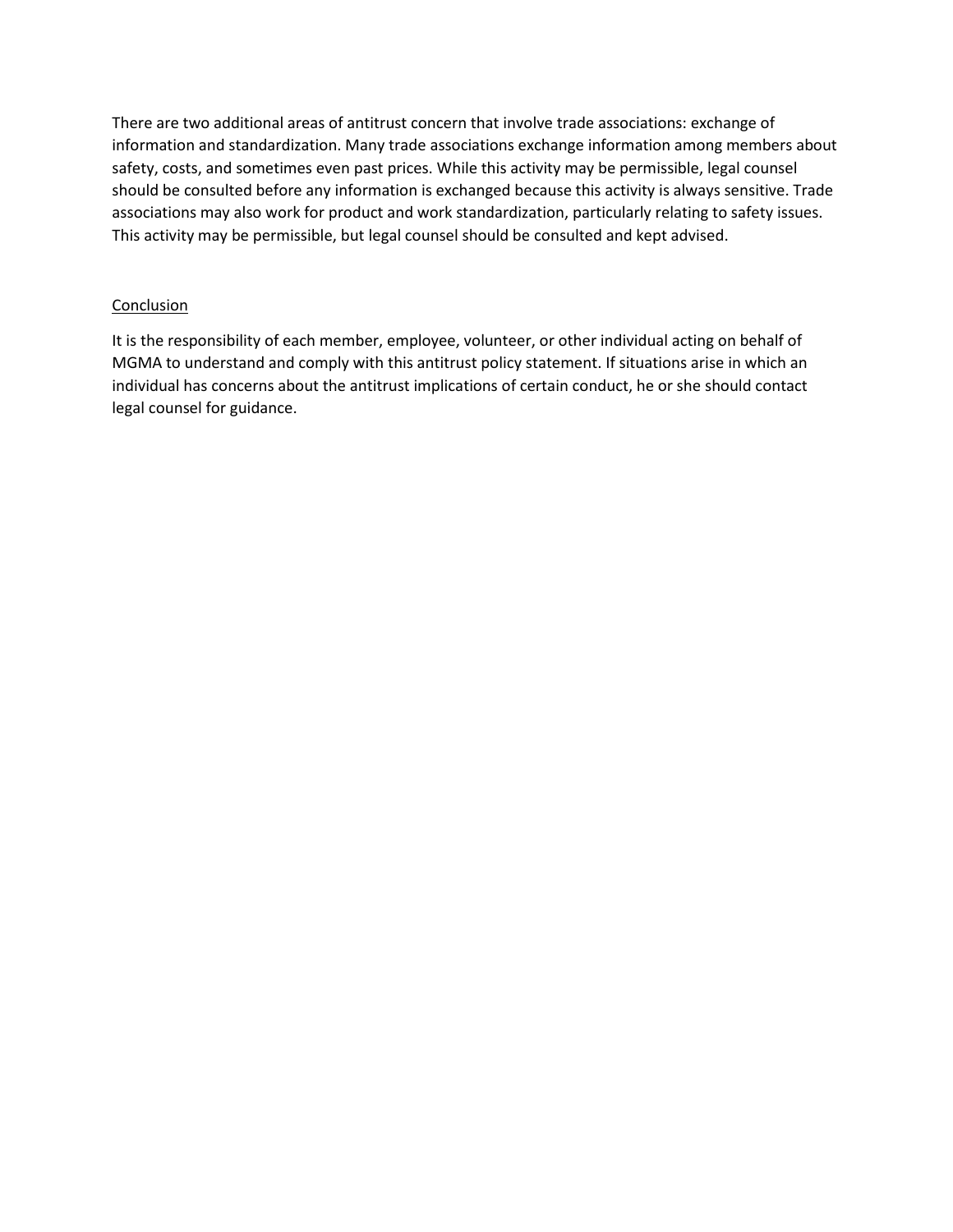There are two additional areas of antitrust concern that involve trade associations: exchange of information and standardization. Many trade associations exchange information among members about safety, costs, and sometimes even past prices. While this activity may be permissible, legal counsel should be consulted before any information is exchanged because this activity is always sensitive. Trade associations may also work for product and work standardization, particularly relating to safety issues. This activity may be permissible, but legal counsel should be consulted and kept advised.

## Conclusion

It is the responsibility of each member, employee, volunteer, or other individual acting on behalf of MGMA to understand and comply with this antitrust policy statement. If situations arise in which an individual has concerns about the antitrust implications of certain conduct, he or she should contact legal counsel for guidance.